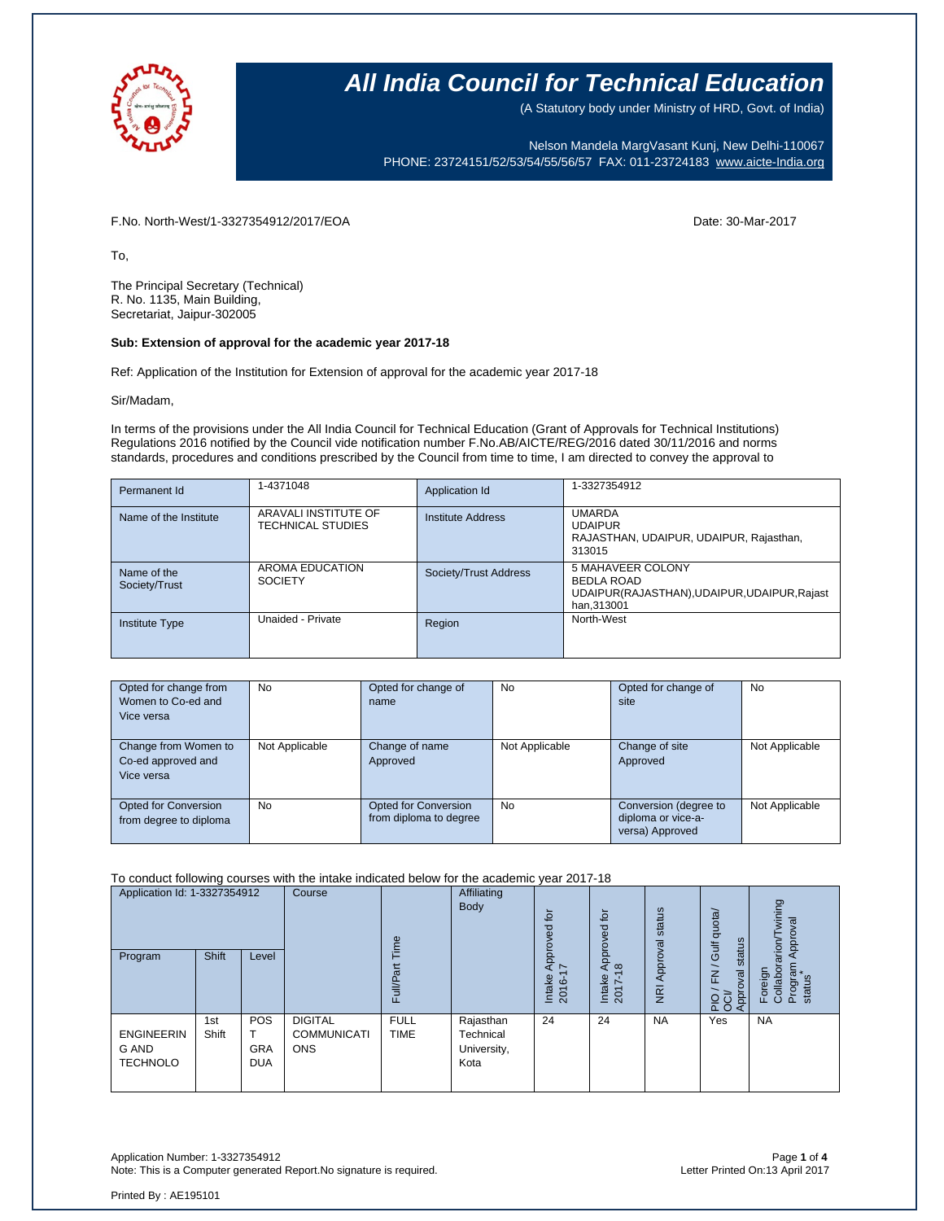# All India Council for Technical Education

(A Statutory body under Ministry of HRD, Govt. of India)

Nelson Mandela MargVasant Kunj, New Delhi-110067
PHONE: 23724151/52/53/54/55/56/57 FAX: 011-23724183 www.aicte-India.org

F.No. North-West/1-3327354912/2017/EOA

Date: 30-Mar-2017

To,

The Principal Secretary (Technical)
R. No. 1135, Main Building,
Secretariat, Jaipur-302005

**Sub: Extension of approval for the academic year 2017-18**

Ref: Application of the Institution for Extension of approval for the academic year 2017-18

Sir/Madam,

In terms of the provisions under the All India Council for Technical Education (Grant of Approvals for Technical Institutions) Regulations 2016 notified by the Council vide notification number F.No.AB/AICTE/REG/2016 dated 30/11/2016 and norms standards, procedures and conditions prescribed by the Council from time to time, I am directed to convey the approval to

| Permanent Id | 1-4371048 | Application Id | 1-3327354912 |
|---|---|---|---|
| Name of the Institute | ARAVALI INSTITUTE OF TECHNICAL STUDIES | Institute Address | UMARDA UDAIPUR RAJASTHAN, UDAIPUR, UDAIPUR, Rajasthan, 313015 |
| Name of the Society/Trust | AROMA EDUCATION SOCIETY | Society/Trust Address | 5 MAHAVEER COLONY BEDLA ROAD UDAIPUR(RAJASTHAN),UDAIPUR,UDAIPUR,Rajasthan,313001 |
| Institute Type | Unaided - Private | Region | North-West |

| Opted for change from Women to Co-ed and Vice versa | No | Opted for change of name | No | Opted for change of site | No |
|---|---|---|---|---|---|
| Change from Women to Co-ed approved and Vice versa | Not Applicable | Change of name Approved | Not Applicable | Change of site Approved | Not Applicable |
| Opted for Conversion from degree to diploma | No | Opted for Conversion from diploma to degree | No | Conversion (degree to diploma or vice-a-versa) Approved | Not Applicable |

To conduct following courses with the intake indicated below for the academic year 2017-18

| Application Id: 1-3327354912 | | | Course | Full/Part Time | Affiliating Body | Intake Approved for 2016-17 | Intake Approved for 2017-18 | NRI Approval status | PIO / FN / Gulf quota/ OCI/ Approval status | Foreign Collaboration/Twining Program Approval status* |
|---|---|---|---|---|---|---|---|---|---|---|
| Program | Shift | Level | | | | | | | | |
| ENGINEERING AND TECHNOLOGY | 1st Shift | POST GRADUATE | DIGITAL COMMUNICATIONS | FULL TIME | Rajasthan Technical University, Kota | 24 | 24 | NA | Yes | NA |

Application Number: 1-3327354912
Note: This is a Computer generated Report.No signature is required.

Letter Printed On:13 April 2017

Printed By : AE195101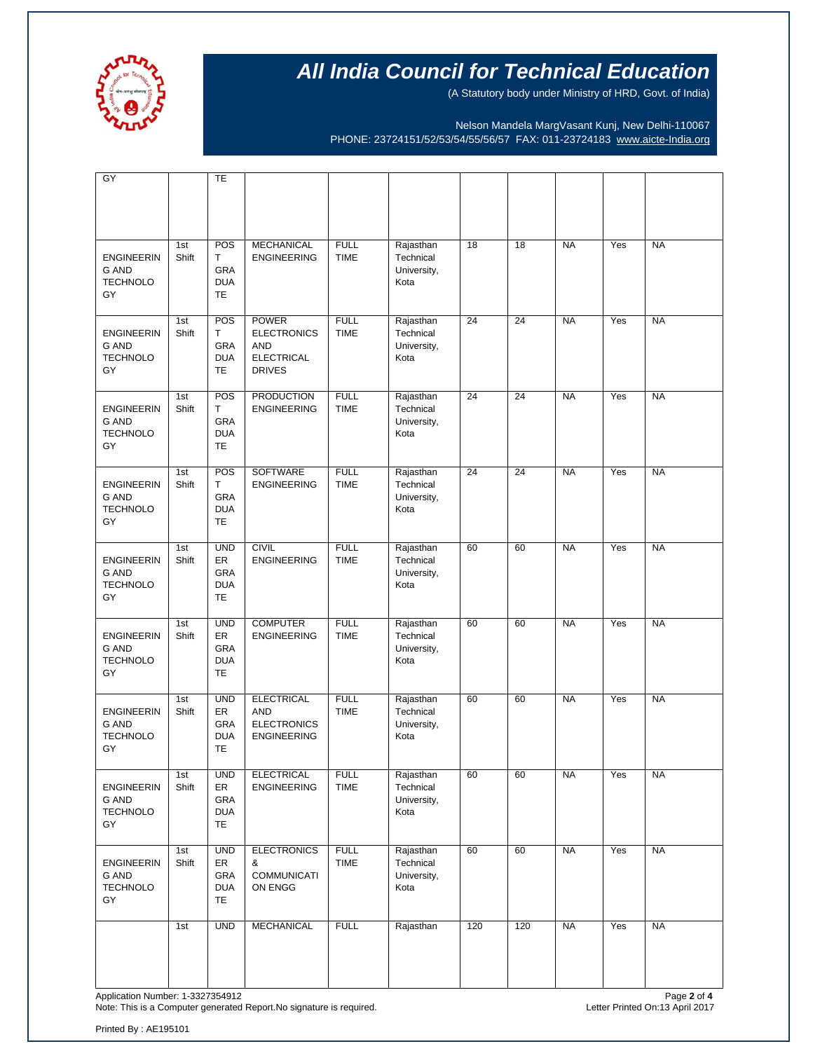# All India Council for Technical Education

(A Statutory body under Ministry of HRD, Govt. of India)

Nelson Mandela MargVasant Kunj, New Delhi-110067
PHONE: 23724151/52/53/54/55/56/57 FAX: 011-23724183 www.aicte-India.org

| | | | | | | | | | | |
|---|---|---|---|---|---|---|---|---|---|---|
| GY | | TE | | | | | | | | |
| ENGINEERING AND TECHNOLOGY | 1st Shift | POST GRADUATE | MECHANICAL ENGINEERING | FULL TIME | Rajasthan Technical University, Kota | 18 | 18 | NA | Yes | NA |
| ENGINEERING AND TECHNOLOGY | 1st Shift | POST GRADUATE | POWER ELECTRONICS AND ELECTRICAL DRIVES | FULL TIME | Rajasthan Technical University, Kota | 24 | 24 | NA | Yes | NA |
| ENGINEERING AND TECHNOLOGY | 1st Shift | POST GRADUATE | PRODUCTION ENGINEERING | FULL TIME | Rajasthan Technical University, Kota | 24 | 24 | NA | Yes | NA |
| ENGINEERING AND TECHNOLOGY | 1st Shift | POST GRADUATE | SOFTWARE ENGINEERING | FULL TIME | Rajasthan Technical University, Kota | 24 | 24 | NA | Yes | NA |
| ENGINEERING AND TECHNOLOGY | 1st Shift | UNDER GRADUATE | CIVIL ENGINEERING | FULL TIME | Rajasthan Technical University, Kota | 60 | 60 | NA | Yes | NA |
| ENGINEERING AND TECHNOLOGY | 1st Shift | UNDER GRADUATE | COMPUTER ENGINEERING | FULL TIME | Rajasthan Technical University, Kota | 60 | 60 | NA | Yes | NA |
| ENGINEERING AND TECHNOLOGY | 1st Shift | UNDER GRADUATE | ELECTRICAL AND ELECTRONICS ENGINEERING | FULL TIME | Rajasthan Technical University, Kota | 60 | 60 | NA | Yes | NA |
| ENGINEERING AND TECHNOLOGY | 1st Shift | UNDER GRADUATE | ELECTRICAL ENGINEERING | FULL TIME | Rajasthan Technical University, Kota | 60 | 60 | NA | Yes | NA |
| ENGINEERING AND TECHNOLOGY | 1st Shift | UNDER GRADUATE | ELECTRONICS & COMMUNICATION ENGG | FULL TIME | Rajasthan Technical University, Kota | 60 | 60 | NA | Yes | NA |
| | 1st | UND | MECHANICAL | FULL | Rajasthan | 120 | 120 | NA | Yes | NA |

Application Number: 1-3327354912
Note: This is a Computer generated Report.No signature is required.

Letter Printed On:13 April 2017

Printed By : AE195101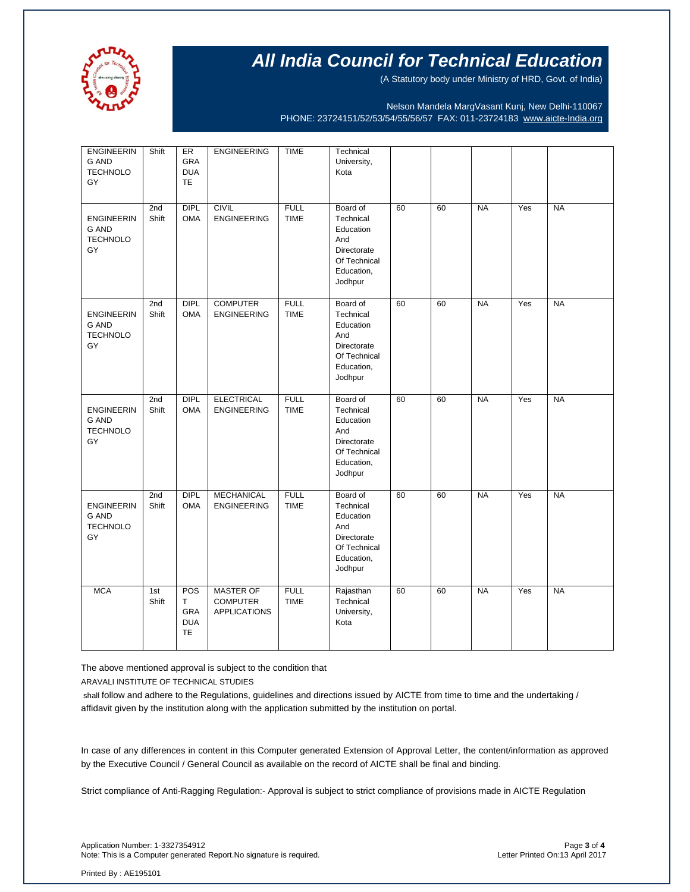| | | | | | | | | | | |
|---|---|---|---|---|---|---|---|---|---|---|
| ENGINEERING AND TECHNOLOGY | Shift | ER GRADUATE | ENGINEERING | TIME | Technical University, Kota | | | | | |
| ENGINEERING AND TECHNOLOGY | 2nd Shift | DIPLOMA | CIVIL ENGINEERING | FULL TIME | Board of Technical Education And Directorate Of Technical Education, Jodhpur | 60 | 60 | NA | Yes | NA |
| ENGINEERING AND TECHNOLOGY | 2nd Shift | DIPLOMA | COMPUTER ENGINEERING | FULL TIME | Board of Technical Education And Directorate Of Technical Education, Jodhpur | 60 | 60 | NA | Yes | NA |
| ENGINEERING AND TECHNOLOGY | 2nd Shift | DIPLOMA | ELECTRICAL ENGINEERING | FULL TIME | Board of Technical Education And Directorate Of Technical Education, Jodhpur | 60 | 60 | NA | Yes | NA |
| ENGINEERING AND TECHNOLOGY | 2nd Shift | DIPLOMA | MECHANICAL ENGINEERING | FULL TIME | Board of Technical Education And Directorate Of Technical Education, Jodhpur | 60 | 60 | NA | Yes | NA |
| MCA | 1st Shift | POST GRADUATE | MASTER OF COMPUTER APPLICATIONS | FULL TIME | Rajasthan Technical University, Kota | 60 | 60 | NA | Yes | NA |

The above mentioned approval is subject to the condition that

ARAVALI INSTITUTE OF TECHNICAL STUDIES

shall follow and adhere to the Regulations, guidelines and directions issued by AICTE from time to time and the undertaking / affidavit given by the institution along with the application submitted by the institution on portal.

In case of any differences in content in this Computer generated Extension of Approval Letter, the content/information as approved by the Executive Council / General Council as available on the record of AICTE shall be final and binding.

Strict compliance of Anti-Ragging Regulation:- Approval is subject to strict compliance of provisions made in AICTE Regulation

Application Number: 1-3327354912
Note: This is a Computer generated Report.No signature is required.

Letter Printed On:13 April 2017

Printed By : AE195101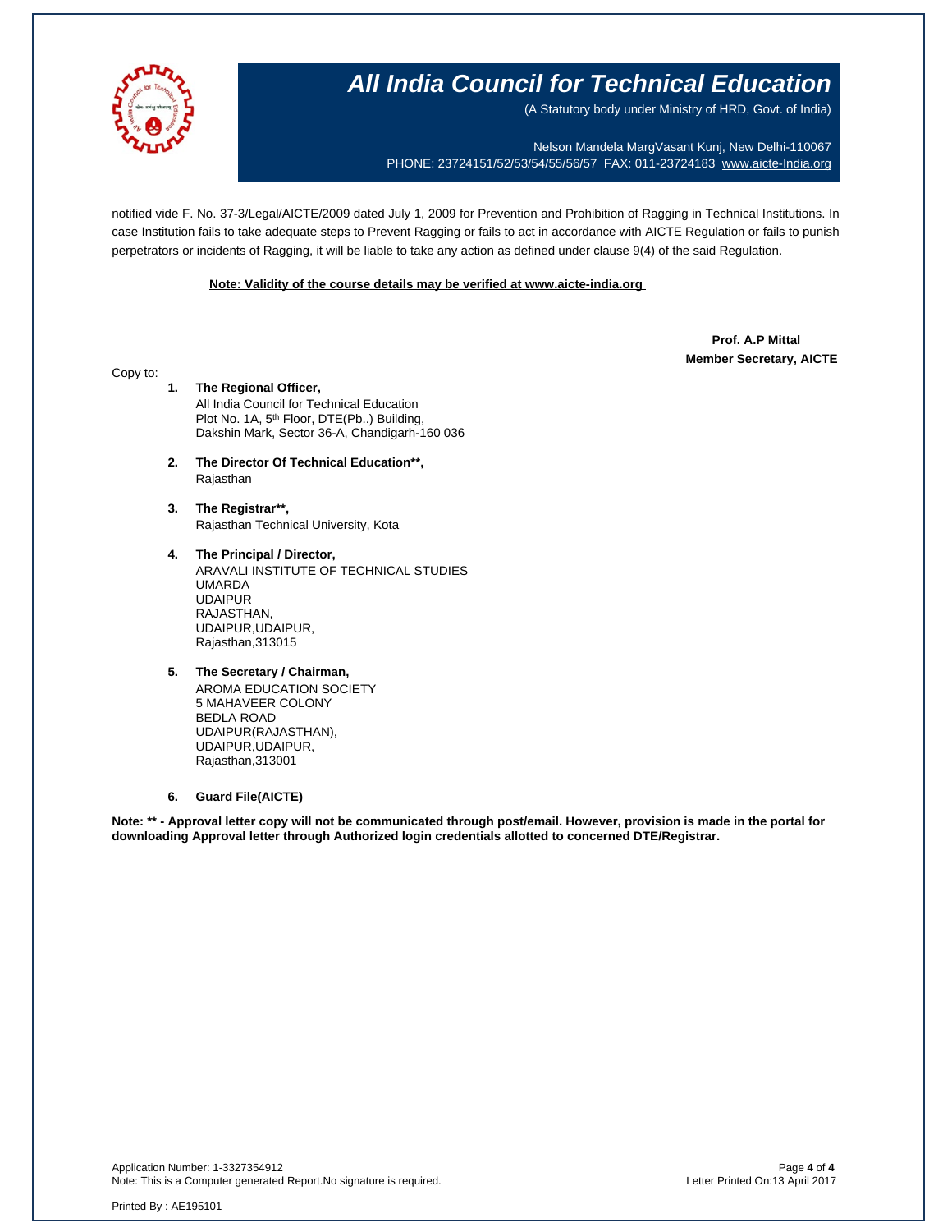notified vide F. No. 37-3/Legal/AICTE/2009 dated July 1, 2009 for Prevention and Prohibition of Ragging in Technical Institutions. In case Institution fails to take adequate steps to Prevent Ragging or fails to act in accordance with AICTE Regulation or fails to punish perpetrators or incidents of Ragging, it will be liable to take any action as defined under clause 9(4) of the said Regulation.

**Note: Validity of the course details may be verified at www.aicte-india.org**

**Prof. A.P Mittal**
**Member Secretary, AICTE**

Copy to:

1. **The Regional Officer,**
   All India Council for Technical Education
   Plot No. 1A, 5th Floor, DTE(Pb..) Building,
   Dakshin Mark, Sector 36-A, Chandigarh-160 036

2. **The Director Of Technical Education**\*\*,
   Rajasthan

3. **The Registrar**\*\*,
   Rajasthan Technical University, Kota

4. **The Principal / Director,**
   ARAVALI INSTITUTE OF TECHNICAL STUDIES
   UMARDA
   UDAIPUR
   RAJASTHAN,
   UDAIPUR,UDAIPUR,
   Rajasthan,313015

5. **The Secretary / Chairman,**
   AROMA EDUCATION SOCIETY
   5 MAHAVEER COLONY
   BEDLA ROAD
   UDAIPUR(RAJASTHAN),
   UDAIPUR,UDAIPUR,
   Rajasthan,313001

6. **Guard File(AICTE)**

**Note: \*\* - Approval letter copy will not be communicated through post/email. However, provision is made in the portal for downloading Approval letter through Authorized login credentials allotted to concerned DTE/Registrar.**

Application Number: 1-3327354912
Note: This is a Computer generated Report.No signature is required.

Letter Printed On:13 April 2017

Printed By : AE195101